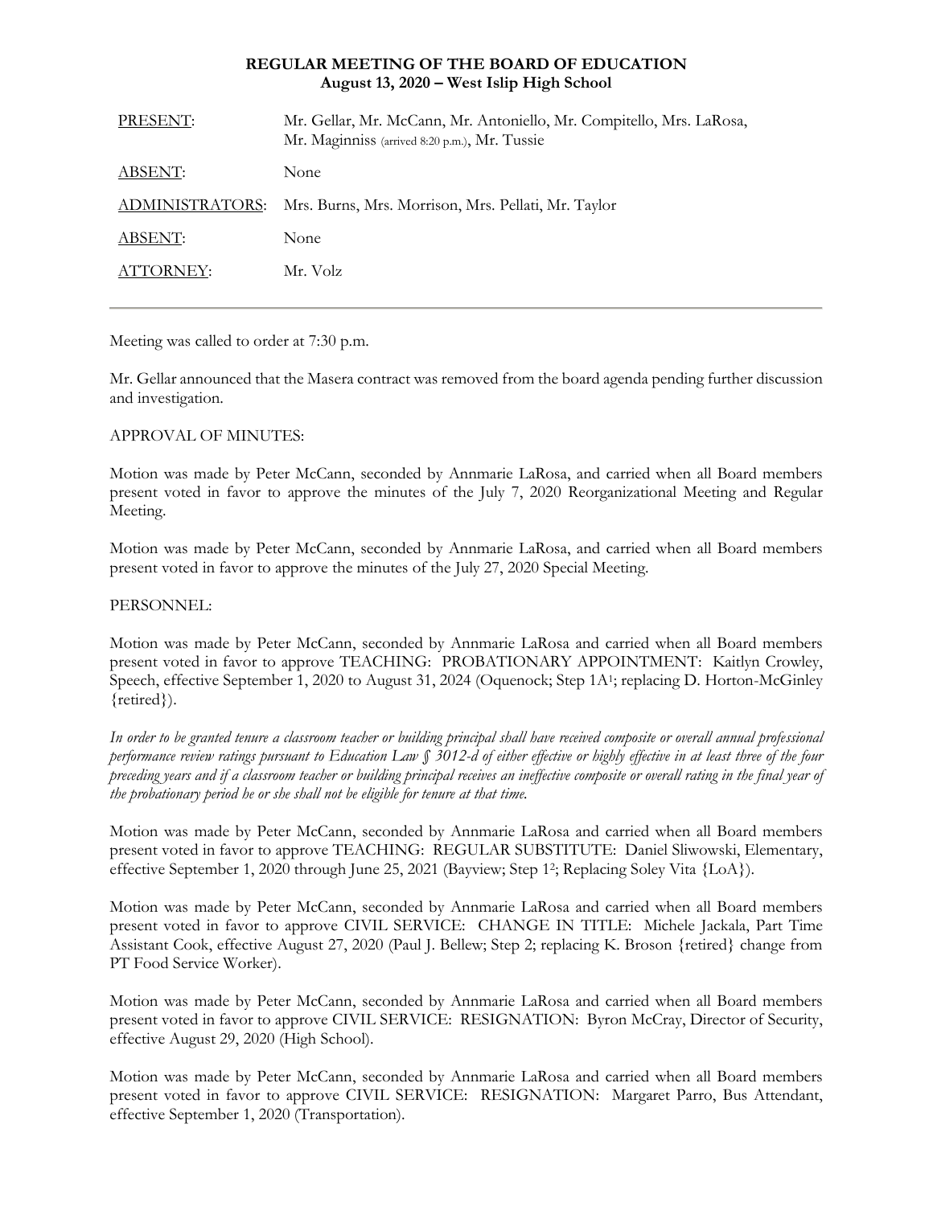# REGULAR MEETING OF THE BOARD OF EDUCATION
## August 13, 2020 – West Islip High School

| | |
|---|---|
| PRESENT: | Mr. Gellar, Mr. McCann, Mr. Antoniello, Mr. Compitello, Mrs. LaRosa, Mr. Maginniss (arrived 8:20 p.m.), Mr. Tussie |
| ABSENT: | None |
| ADMINISTRATORS: | Mrs. Burns, Mrs. Morrison, Mrs. Pellati, Mr. Taylor |
| ABSENT: | None |
| ATTORNEY: | Mr. Volz |

---

Meeting was called to order at 7:30 p.m.

Mr. Gellar announced that the Masera contract was removed from the board agenda pending further discussion and investigation.

APPROVAL OF MINUTES:

Motion was made by Peter McCann, seconded by Annmarie LaRosa, and carried when all Board members present voted in favor to approve the minutes of the July 7, 2020 Reorganizational Meeting and Regular Meeting.

Motion was made by Peter McCann, seconded by Annmarie LaRosa, and carried when all Board members present voted in favor to approve the minutes of the July 27, 2020 Special Meeting.

PERSONNEL:

Motion was made by Peter McCann, seconded by Annmarie LaRosa and carried when all Board members present voted in favor to approve TEACHING: PROBATIONARY APPOINTMENT: Kaitlyn Crowley, Speech, effective September 1, 2020 to August 31, 2024 (Oquenock; Step 1A[1]; replacing D. Horton-McGinley {retired}).

*In order to be granted tenure a classroom teacher or building principal shall have received composite or overall annual professional performance review ratings pursuant to Education Law § 3012-d of either effective or highly effective in at least three of the four preceding years and if a classroom teacher or building principal receives an ineffective composite or overall rating in the final year of the probationary period he or she shall not be eligible for tenure at that time.*

Motion was made by Peter McCann, seconded by Annmarie LaRosa and carried when all Board members present voted in favor to approve TEACHING: REGULAR SUBSTITUTE: Daniel Sliwowski, Elementary, effective September 1, 2020 through June 25, 2021 (Bayview; Step 1[2]; Replacing Soley Vita {LoA}).

Motion was made by Peter McCann, seconded by Annmarie LaRosa and carried when all Board members present voted in favor to approve CIVIL SERVICE: CHANGE IN TITLE: Michele Jackala, Part Time Assistant Cook, effective August 27, 2020 (Paul J. Bellew; Step 2; replacing K. Broson {retired} change from PT Food Service Worker).

Motion was made by Peter McCann, seconded by Annmarie LaRosa and carried when all Board members present voted in favor to approve CIVIL SERVICE: RESIGNATION: Byron McCray, Director of Security, effective August 29, 2020 (High School).

Motion was made by Peter McCann, seconded by Annmarie LaRosa and carried when all Board members present voted in favor to approve CIVIL SERVICE: RESIGNATION: Margaret Parro, Bus Attendant, effective September 1, 2020 (Transportation).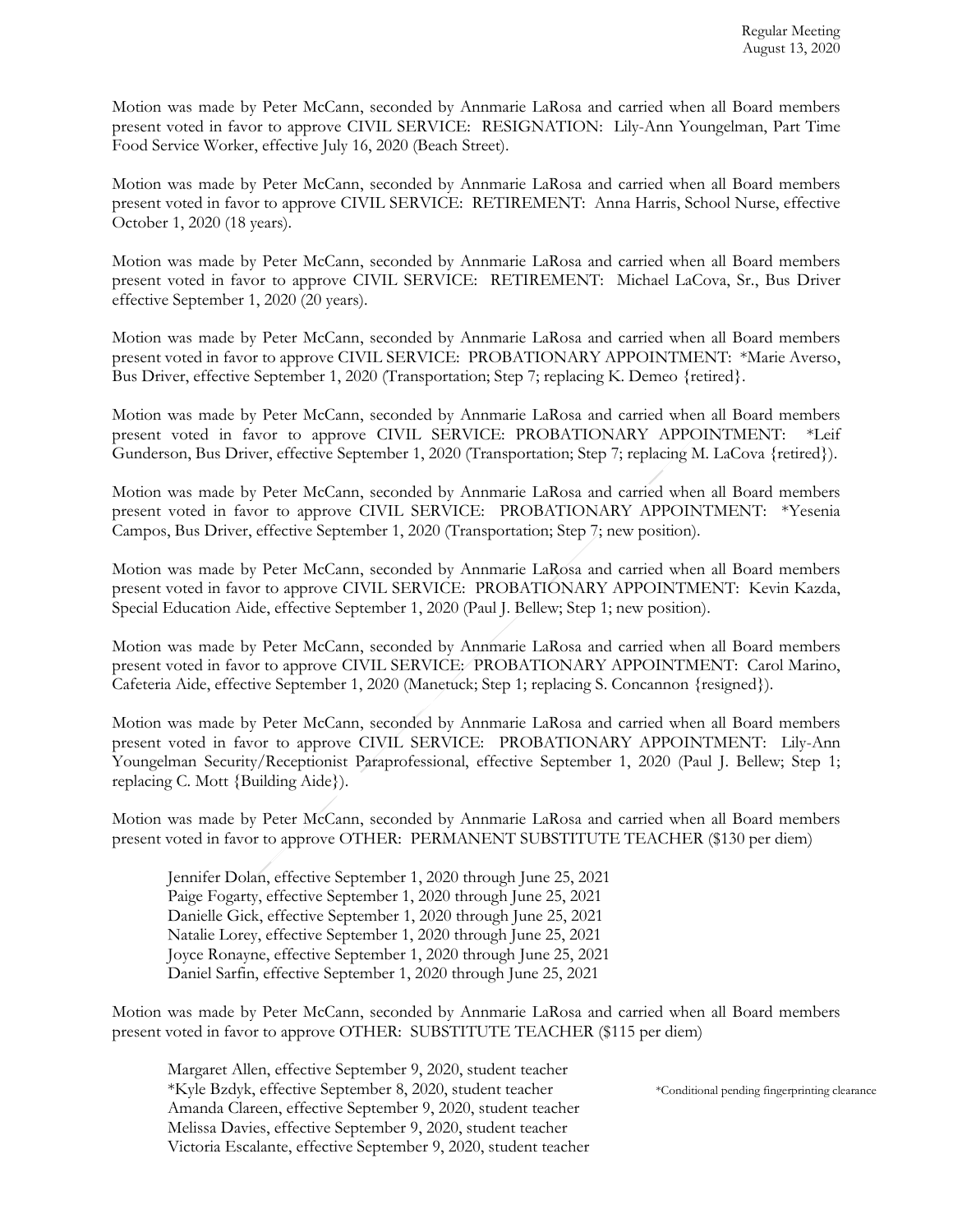Motion was made by Peter McCann, seconded by Annmarie LaRosa and carried when all Board members present voted in favor to approve CIVIL SERVICE: RESIGNATION: Lily-Ann Youngelman, Part Time Food Service Worker, effective July 16, 2020 (Beach Street).

Motion was made by Peter McCann, seconded by Annmarie LaRosa and carried when all Board members present voted in favor to approve CIVIL SERVICE: RETIREMENT: Anna Harris, School Nurse, effective October 1, 2020 (18 years).

Motion was made by Peter McCann, seconded by Annmarie LaRosa and carried when all Board members present voted in favor to approve CIVIL SERVICE: RETIREMENT: Michael LaCova, Sr., Bus Driver effective September 1, 2020 (20 years).

Motion was made by Peter McCann, seconded by Annmarie LaRosa and carried when all Board members present voted in favor to approve CIVIL SERVICE: PROBATIONARY APPOINTMENT: *Marie Averso, Bus Driver, effective September 1, 2020 (Transportation; Step 7; replacing K. Demeo {retired}.

Motion was made by Peter McCann, seconded by Annmarie LaRosa and carried when all Board members present voted in favor to approve CIVIL SERVICE: PROBATIONARY APPOINTMENT: *Leif Gunderson, Bus Driver, effective September 1, 2020 (Transportation; Step 7; replacing M. LaCova {retired}).

Motion was made by Peter McCann, seconded by Annmarie LaRosa and carried when all Board members present voted in favor to approve CIVIL SERVICE: PROBATIONARY APPOINTMENT: *Yesenia Campos, Bus Driver, effective September 1, 2020 (Transportation; Step 7; new position).

Motion was made by Peter McCann, seconded by Annmarie LaRosa and carried when all Board members present voted in favor to approve CIVIL SERVICE: PROBATIONARY APPOINTMENT: Kevin Kazda, Special Education Aide, effective September 1, 2020 (Paul J. Bellew; Step 1; new position).

Motion was made by Peter McCann, seconded by Annmarie LaRosa and carried when all Board members present voted in favor to approve CIVIL SERVICE: PROBATIONARY APPOINTMENT: Carol Marino, Cafeteria Aide, effective September 1, 2020 (Manetuck; Step 1; replacing S. Concannon {resigned}).

Motion was made by Peter McCann, seconded by Annmarie LaRosa and carried when all Board members present voted in favor to approve CIVIL SERVICE: PROBATIONARY APPOINTMENT: Lily-Ann Youngelman Security/Receptionist Paraprofessional, effective September 1, 2020 (Paul J. Bellew; Step 1; replacing C. Mott {Building Aide}).

Motion was made by Peter McCann, seconded by Annmarie LaRosa and carried when all Board members present voted in favor to approve OTHER: PERMANENT SUBSTITUTE TEACHER ($130 per diem)

Jennifer Dolan, effective September 1, 2020 through June 25, 2021
Paige Fogarty, effective September 1, 2020 through June 25, 2021
Danielle Gick, effective September 1, 2020 through June 25, 2021
Natalie Lorey, effective September 1, 2020 through June 25, 2021
Joyce Ronayne, effective September 1, 2020 through June 25, 2021
Daniel Sarfin, effective September 1, 2020 through June 25, 2021

Motion was made by Peter McCann, seconded by Annmarie LaRosa and carried when all Board members present voted in favor to approve OTHER: SUBSTITUTE TEACHER ($115 per diem)

Margaret Allen, effective September 9, 2020, student teacher
*Kyle Bzdyk, effective September 8, 2020, student teacher
Amanda Clareen, effective September 9, 2020, student teacher
Melissa Davies, effective September 9, 2020, student teacher
Victoria Escalante, effective September 9, 2020, student teacher

*Conditional pending fingerprinting clearance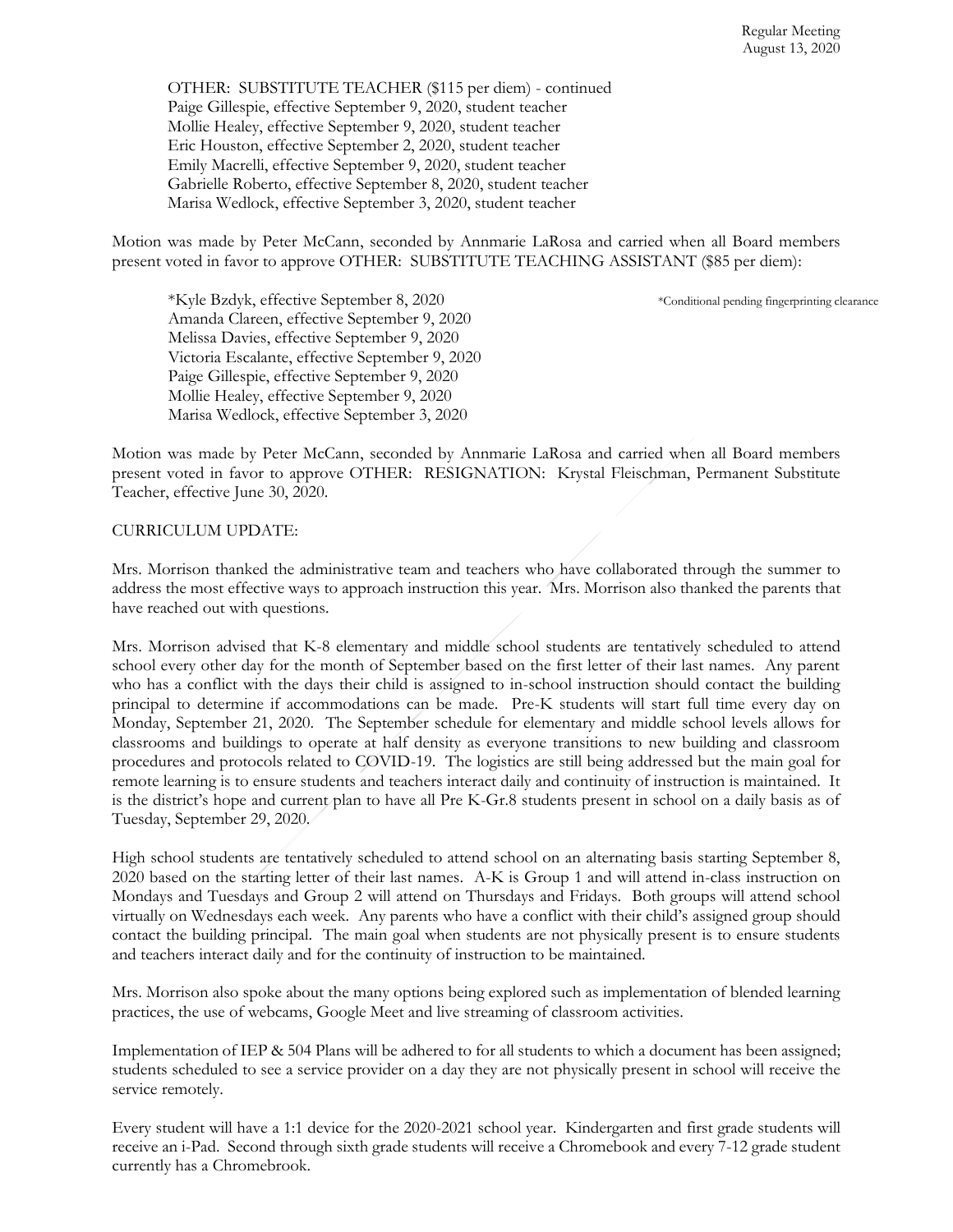OTHER: SUBSTITUTE TEACHER ($115 per diem) - continued
Paige Gillespie, effective September 9, 2020, student teacher
Mollie Healey, effective September 9, 2020, student teacher
Eric Houston, effective September 2, 2020, student teacher
Emily Macrelli, effective September 9, 2020, student teacher
Gabrielle Roberto, effective September 8, 2020, student teacher
Marisa Wedlock, effective September 3, 2020, student teacher

Motion was made by Peter McCann, seconded by Annmarie LaRosa and carried when all Board members present voted in favor to approve OTHER: SUBSTITUTE TEACHING ASSISTANT ($85 per diem):

*Kyle Bzdyk, effective September 8, 2020 *Conditional pending fingerprinting clearance
Amanda Clareen, effective September 9, 2020
Melissa Davies, effective September 9, 2020
Victoria Escalante, effective September 9, 2020
Paige Gillespie, effective September 9, 2020
Mollie Healey, effective September 9, 2020
Marisa Wedlock, effective September 3, 2020

Motion was made by Peter McCann, seconded by Annmarie LaRosa and carried when all Board members present voted in favor to approve OTHER: RESIGNATION: Krystal Fleischman, Permanent Substitute Teacher, effective June 30, 2020.

CURRICULUM UPDATE:

Mrs. Morrison thanked the administrative team and teachers who have collaborated through the summer to address the most effective ways to approach instruction this year. Mrs. Morrison also thanked the parents that have reached out with questions.

Mrs. Morrison advised that K-8 elementary and middle school students are tentatively scheduled to attend school every other day for the month of September based on the first letter of their last names. Any parent who has a conflict with the days their child is assigned to in-school instruction should contact the building principal to determine if accommodations can be made. Pre-K students will start full time every day on Monday, September 21, 2020. The September schedule for elementary and middle school levels allows for classrooms and buildings to operate at half density as everyone transitions to new building and classroom procedures and protocols related to COVID-19. The logistics are still being addressed but the main goal for remote learning is to ensure students and teachers interact daily and continuity of instruction is maintained. It is the district's hope and current plan to have all Pre K-Gr.8 students present in school on a daily basis as of Tuesday, September 29, 2020.

High school students are tentatively scheduled to attend school on an alternating basis starting September 8, 2020 based on the starting letter of their last names. A-K is Group 1 and will attend in-class instruction on Mondays and Tuesdays and Group 2 will attend on Thursdays and Fridays. Both groups will attend school virtually on Wednesdays each week. Any parents who have a conflict with their child's assigned group should contact the building principal. The main goal when students are not physically present is to ensure students and teachers interact daily and for the continuity of instruction to be maintained.

Mrs. Morrison also spoke about the many options being explored such as implementation of blended learning practices, the use of webcams, Google Meet and live streaming of classroom activities.

Implementation of IEP & 504 Plans will be adhered to for all students to which a document has been assigned; students scheduled to see a service provider on a day they are not physically present in school will receive the service remotely.

Every student will have a 1:1 device for the 2020-2021 school year. Kindergarten and first grade students will receive an i-Pad. Second through sixth grade students will receive a Chromebook and every 7-12 grade student currently has a Chromebrook.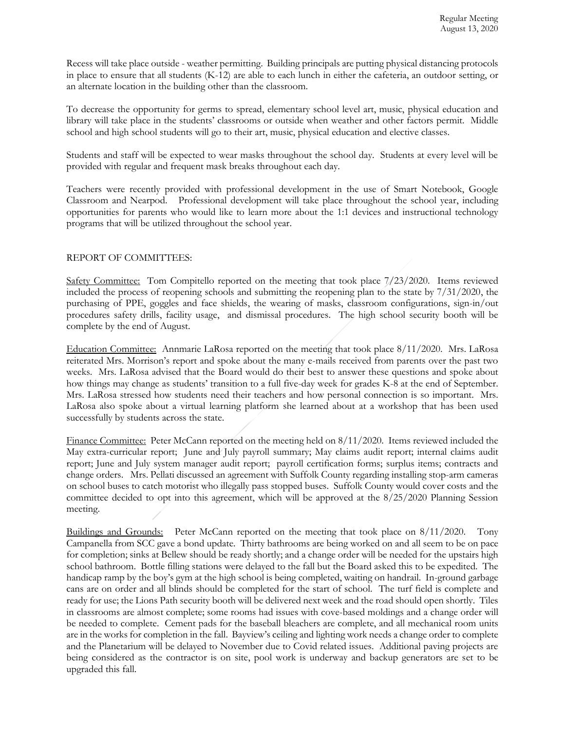Recess will take place outside - weather permitting. Building principals are putting physical distancing protocols in place to ensure that all students (K-12) are able to each lunch in either the cafeteria, an outdoor setting, or an alternate location in the building other than the classroom.

To decrease the opportunity for germs to spread, elementary school level art, music, physical education and library will take place in the students' classrooms or outside when weather and other factors permit. Middle school and high school students will go to their art, music, physical education and elective classes.

Students and staff will be expected to wear masks throughout the school day. Students at every level will be provided with regular and frequent mask breaks throughout each day.

Teachers were recently provided with professional development in the use of Smart Notebook, Google Classroom and Nearpod. Professional development will take place throughout the school year, including opportunities for parents who would like to learn more about the 1:1 devices and instructional technology programs that will be utilized throughout the school year.

REPORT OF COMMITTEES:

<u>Safety Committee:</u> Tom Compitello reported on the meeting that took place 7/23/2020. Items reviewed included the process of reopening schools and submitting the reopening plan to the state by 7/31/2020, the purchasing of PPE, goggles and face shields, the wearing of masks, classroom configurations, sign-in/out procedures safety drills, facility usage, and dismissal procedures. The high school security booth will be complete by the end of August.

<u>Education Committee:</u> Annmarie LaRosa reported on the meeting that took place 8/11/2020. Mrs. LaRosa reiterated Mrs. Morrison's report and spoke about the many e-mails received from parents over the past two weeks. Mrs. LaRosa advised that the Board would do their best to answer these questions and spoke about how things may change as students' transition to a full five-day week for grades K-8 at the end of September. Mrs. LaRosa stressed how students need their teachers and how personal connection is so important. Mrs. LaRosa also spoke about a virtual learning platform she learned about at a workshop that has been used successfully by students across the state.

<u>Finance Committee:</u> Peter McCann reported on the meeting held on 8/11/2020. Items reviewed included the May extra-curricular report; June and July payroll summary; May claims audit report; internal claims audit report; June and July system manager audit report; payroll certification forms; surplus items; contracts and change orders. Mrs. Pellati discussed an agreement with Suffolk County regarding installing stop-arm cameras on school buses to catch motorist who illegally pass stopped buses. Suffolk County would cover costs and the committee decided to opt into this agreement, which will be approved at the 8/25/2020 Planning Session meeting.

<u>Buildings and Grounds:</u> Peter McCann reported on the meeting that took place on 8/11/2020. Tony Campanella from SCC gave a bond update. Thirty bathrooms are being worked on and all seem to be on pace for completion; sinks at Bellew should be ready shortly; and a change order will be needed for the upstairs high school bathroom. Bottle filling stations were delayed to the fall but the Board asked this to be expedited. The handicap ramp by the boy's gym at the high school is being completed, waiting on handrail. In-ground garbage cans are on order and all blinds should be completed for the start of school. The turf field is complete and ready for use; the Lions Path security booth will be delivered next week and the road should open shortly. Tiles in classrooms are almost complete; some rooms had issues with cove-based moldings and a change order will be needed to complete. Cement pads for the baseball bleachers are complete, and all mechanical room units are in the works for completion in the fall. Bayview's ceiling and lighting work needs a change order to complete and the Planetarium will be delayed to November due to Covid related issues. Additional paving projects are being considered as the contractor is on site, pool work is underway and backup generators are set to be upgraded this fall.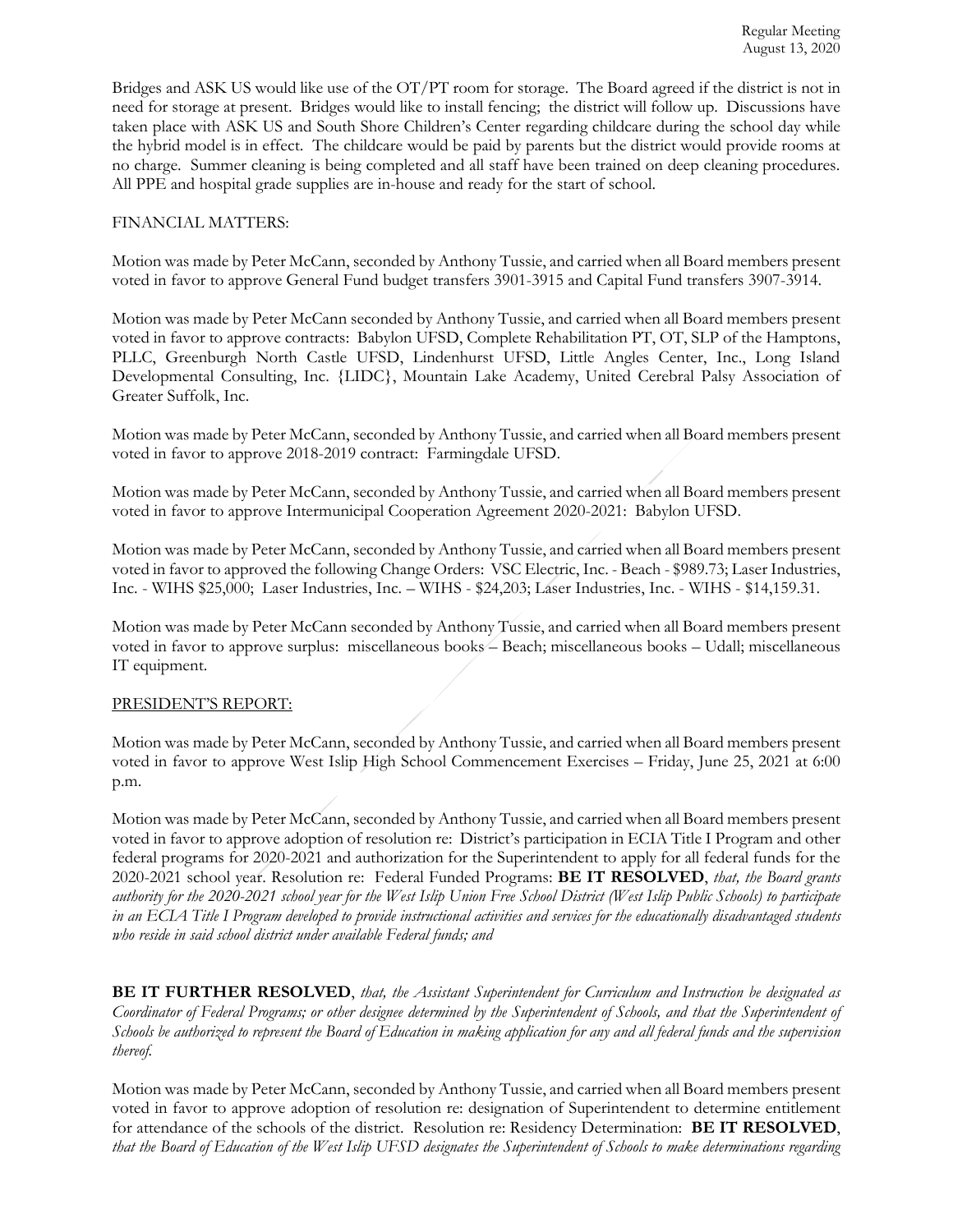Bridges and ASK US would like use of the OT/PT room for storage. The Board agreed if the district is not in need for storage at present. Bridges would like to install fencing; the district will follow up. Discussions have taken place with ASK US and South Shore Children's Center regarding childcare during the school day while the hybrid model is in effect. The childcare would be paid by parents but the district would provide rooms at no charge. Summer cleaning is being completed and all staff have been trained on deep cleaning procedures. All PPE and hospital grade supplies are in-house and ready for the start of school.

FINANCIAL MATTERS:

Motion was made by Peter McCann, seconded by Anthony Tussie, and carried when all Board members present voted in favor to approve General Fund budget transfers 3901-3915 and Capital Fund transfers 3907-3914.

Motion was made by Peter McCann seconded by Anthony Tussie, and carried when all Board members present voted in favor to approve contracts: Babylon UFSD, Complete Rehabilitation PT, OT, SLP of the Hamptons, PLLC, Greenburgh North Castle UFSD, Lindenhurst UFSD, Little Angles Center, Inc., Long Island Developmental Consulting, Inc. {LIDC}, Mountain Lake Academy, United Cerebral Palsy Association of Greater Suffolk, Inc.

Motion was made by Peter McCann, seconded by Anthony Tussie, and carried when all Board members present voted in favor to approve 2018-2019 contract: Farmingdale UFSD.

Motion was made by Peter McCann, seconded by Anthony Tussie, and carried when all Board members present voted in favor to approve Intermunicipal Cooperation Agreement 2020-2021: Babylon UFSD.

Motion was made by Peter McCann, seconded by Anthony Tussie, and carried when all Board members present voted in favor to approved the following Change Orders: VSC Electric, Inc. - Beach - $989.73; Laser Industries, Inc. - WIHS $25,000; Laser Industries, Inc. – WIHS - $24,203; Laser Industries, Inc. - WIHS - $14,159.31.

Motion was made by Peter McCann seconded by Anthony Tussie, and carried when all Board members present voted in favor to approve surplus: miscellaneous books – Beach; miscellaneous books – Udall; miscellaneous IT equipment.

PRESIDENT'S REPORT:

Motion was made by Peter McCann, seconded by Anthony Tussie, and carried when all Board members present voted in favor to approve West Islip High School Commencement Exercises – Friday, June 25, 2021 at 6:00 p.m.

Motion was made by Peter McCann, seconded by Anthony Tussie, and carried when all Board members present voted in favor to approve adoption of resolution re: District's participation in ECIA Title I Program and other federal programs for 2020-2021 and authorization for the Superintendent to apply for all federal funds for the 2020-2021 school year. Resolution re: Federal Funded Programs: **BE IT RESOLVED**, *that, the Board grants authority for the 2020-2021 school year for the West Islip Union Free School District (West Islip Public Schools) to participate in an ECIA Title I Program developed to provide instructional activities and services for the educationally disadvantaged students who reside in said school district under available Federal funds; and*

**BE IT FURTHER RESOLVED**, *that, the Assistant Superintendent for Curriculum and Instruction be designated as Coordinator of Federal Programs; or other designee determined by the Superintendent of Schools, and that the Superintendent of Schools be authorized to represent the Board of Education in making application for any and all federal funds and the supervision thereof.*

Motion was made by Peter McCann, seconded by Anthony Tussie, and carried when all Board members present voted in favor to approve adoption of resolution re: designation of Superintendent to determine entitlement for attendance of the schools of the district. Resolution re: Residency Determination: **BE IT RESOLVED**, *that the Board of Education of the West Islip UFSD designates the Superintendent of Schools to make determinations regarding*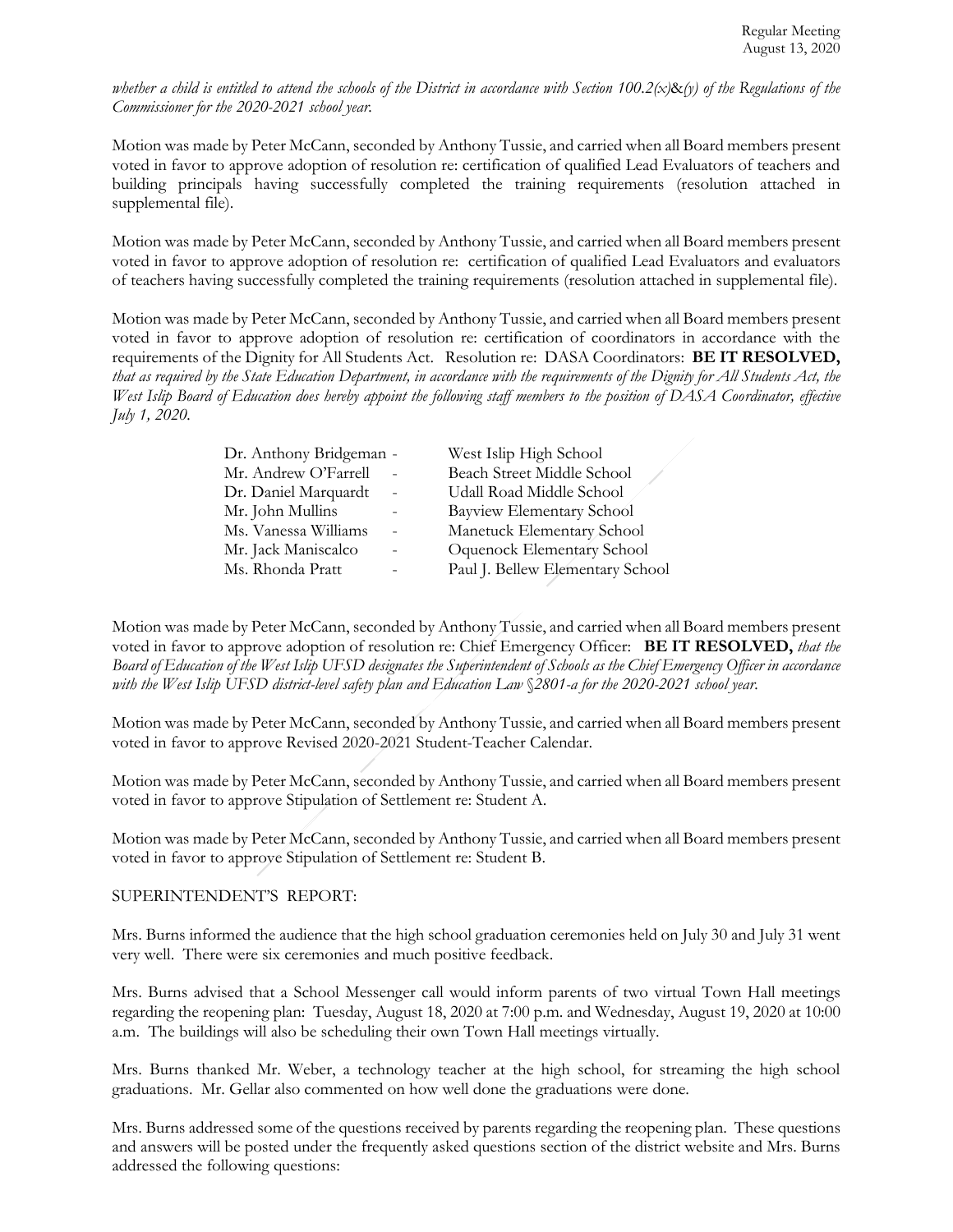*whether a child is entitled to attend the schools of the District in accordance with Section 100.2(x)&(y) of the Regulations of the Commissioner for the 2020-2021 school year.*

Motion was made by Peter McCann, seconded by Anthony Tussie, and carried when all Board members present voted in favor to approve adoption of resolution re: certification of qualified Lead Evaluators of teachers and building principals having successfully completed the training requirements (resolution attached in supplemental file).

Motion was made by Peter McCann, seconded by Anthony Tussie, and carried when all Board members present voted in favor to approve adoption of resolution re: certification of qualified Lead Evaluators and evaluators of teachers having successfully completed the training requirements (resolution attached in supplemental file).

Motion was made by Peter McCann, seconded by Anthony Tussie, and carried when all Board members present voted in favor to approve adoption of resolution re: certification of coordinators in accordance with the requirements of the Dignity for All Students Act. Resolution re: DASA Coordinators: **BE IT RESOLVED,** *that as required by the State Education Department, in accordance with the requirements of the Dignity for All Students Act, the West Islip Board of Education does hereby appoint the following staff members to the position of DASA Coordinator, effective July 1, 2020.*

Dr. Anthony Bridgeman - West Islip High School
Mr. Andrew O'Farrell - Beach Street Middle School
Dr. Daniel Marquardt - Udall Road Middle School
Mr. John Mullins - Bayview Elementary School
Ms. Vanessa Williams - Manetuck Elementary School
Mr. Jack Maniscalco - Oquenock Elementary School
Ms. Rhonda Pratt - Paul J. Bellew Elementary School

Motion was made by Peter McCann, seconded by Anthony Tussie, and carried when all Board members present voted in favor to approve adoption of resolution re: Chief Emergency Officer: **BE IT RESOLVED,** *that the Board of Education of the West Islip UFSD designates the Superintendent of Schools as the Chief Emergency Officer in accordance with the West Islip UFSD district-level safety plan and Education Law §2801-a for the 2020-2021 school year.*

Motion was made by Peter McCann, seconded by Anthony Tussie, and carried when all Board members present voted in favor to approve Revised 2020-2021 Student-Teacher Calendar.

Motion was made by Peter McCann, seconded by Anthony Tussie, and carried when all Board members present voted in favor to approve Stipulation of Settlement re: Student A.

Motion was made by Peter McCann, seconded by Anthony Tussie, and carried when all Board members present voted in favor to approve Stipulation of Settlement re: Student B.

SUPERINTENDENT'S REPORT:

Mrs. Burns informed the audience that the high school graduation ceremonies held on July 30 and July 31 went very well. There were six ceremonies and much positive feedback.

Mrs. Burns advised that a School Messenger call would inform parents of two virtual Town Hall meetings regarding the reopening plan: Tuesday, August 18, 2020 at 7:00 p.m. and Wednesday, August 19, 2020 at 10:00 a.m. The buildings will also be scheduling their own Town Hall meetings virtually.

Mrs. Burns thanked Mr. Weber, a technology teacher at the high school, for streaming the high school graduations. Mr. Gellar also commented on how well done the graduations were done.

Mrs. Burns addressed some of the questions received by parents regarding the reopening plan. These questions and answers will be posted under the frequently asked questions section of the district website and Mrs. Burns addressed the following questions: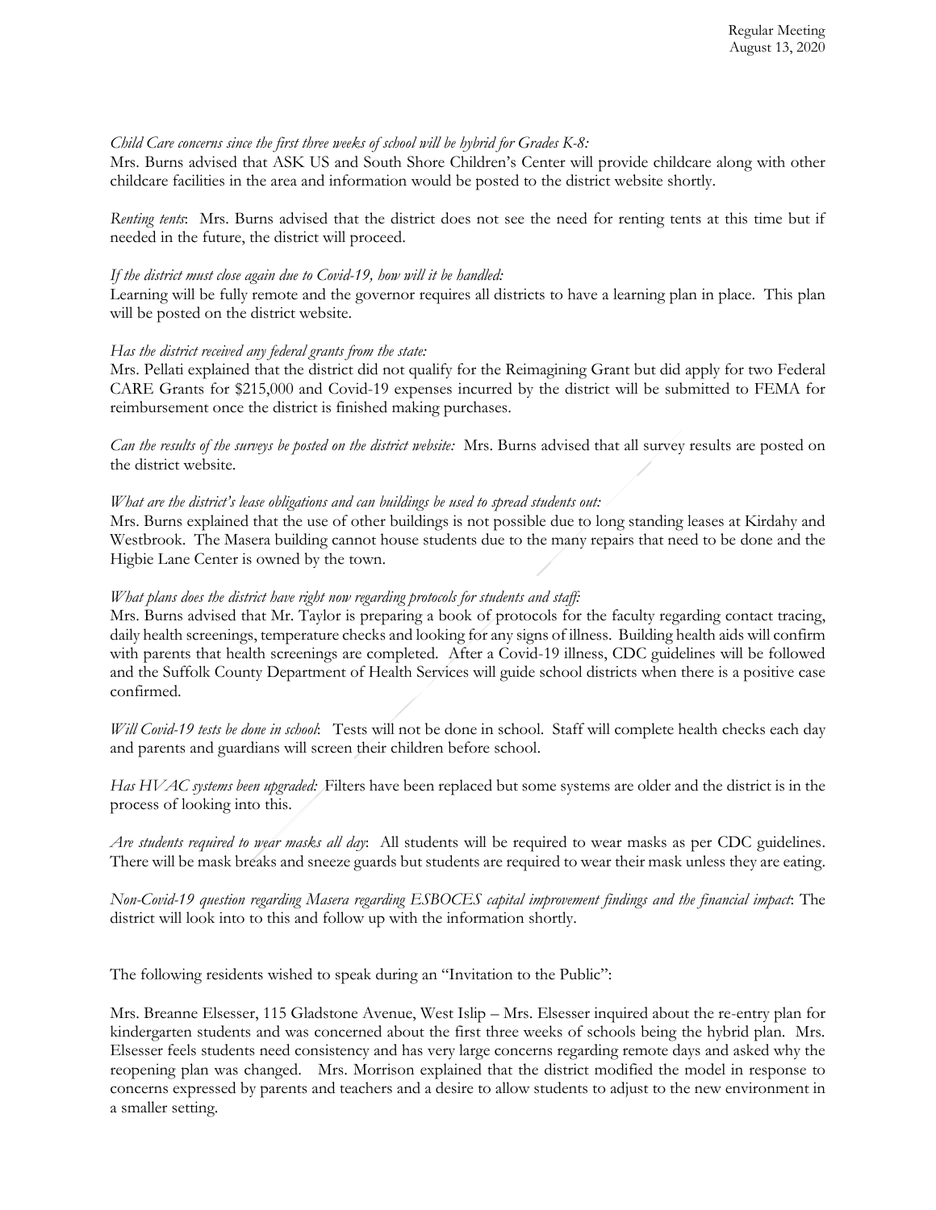*Child Care concerns since the first three weeks of school will be hybrid for Grades K-8:*
Mrs. Burns advised that ASK US and South Shore Children's Center will provide childcare along with other childcare facilities in the area and information would be posted to the district website shortly.

*Renting tents*: Mrs. Burns advised that the district does not see the need for renting tents at this time but if needed in the future, the district will proceed.

*If the district must close again due to Covid-19, how will it be handled:*
Learning will be fully remote and the governor requires all districts to have a learning plan in place. This plan will be posted on the district website.

*Has the district received any federal grants from the state:*
Mrs. Pellati explained that the district did not qualify for the Reimagining Grant but did apply for two Federal CARE Grants for $215,000 and Covid-19 expenses incurred by the district will be submitted to FEMA for reimbursement once the district is finished making purchases.

*Can the results of the surveys be posted on the district website:* Mrs. Burns advised that all survey results are posted on the district website.

*What are the district's lease obligations and can buildings be used to spread students out:*
Mrs. Burns explained that the use of other buildings is not possible due to long standing leases at Kirdahy and Westbrook. The Masera building cannot house students due to the many repairs that need to be done and the Higbie Lane Center is owned by the town.

*What plans does the district have right now regarding protocols for students and staff:*
Mrs. Burns advised that Mr. Taylor is preparing a book of protocols for the faculty regarding contact tracing, daily health screenings, temperature checks and looking for any signs of illness. Building health aids will confirm with parents that health screenings are completed. After a Covid-19 illness, CDC guidelines will be followed and the Suffolk County Department of Health Services will guide school districts when there is a positive case confirmed.

*Will Covid-19 tests be done in school*: Tests will not be done in school. Staff will complete health checks each day and parents and guardians will screen their children before school.

*Has HVAC systems been upgraded:* Filters have been replaced but some systems are older and the district is in the process of looking into this.

*Are students required to wear masks all day*: All students will be required to wear masks as per CDC guidelines. There will be mask breaks and sneeze guards but students are required to wear their mask unless they are eating.

*Non-Covid-19 question regarding Masera regarding ESBOCES capital improvement findings and the financial impact*: The district will look into to this and follow up with the information shortly.

The following residents wished to speak during an "Invitation to the Public":

Mrs. Breanne Elsesser, 115 Gladstone Avenue, West Islip – Mrs. Elsesser inquired about the re-entry plan for kindergarten students and was concerned about the first three weeks of schools being the hybrid plan. Mrs. Elsesser feels students need consistency and has very large concerns regarding remote days and asked why the reopening plan was changed. Mrs. Morrison explained that the district modified the model in response to concerns expressed by parents and teachers and a desire to allow students to adjust to the new environment in a smaller setting.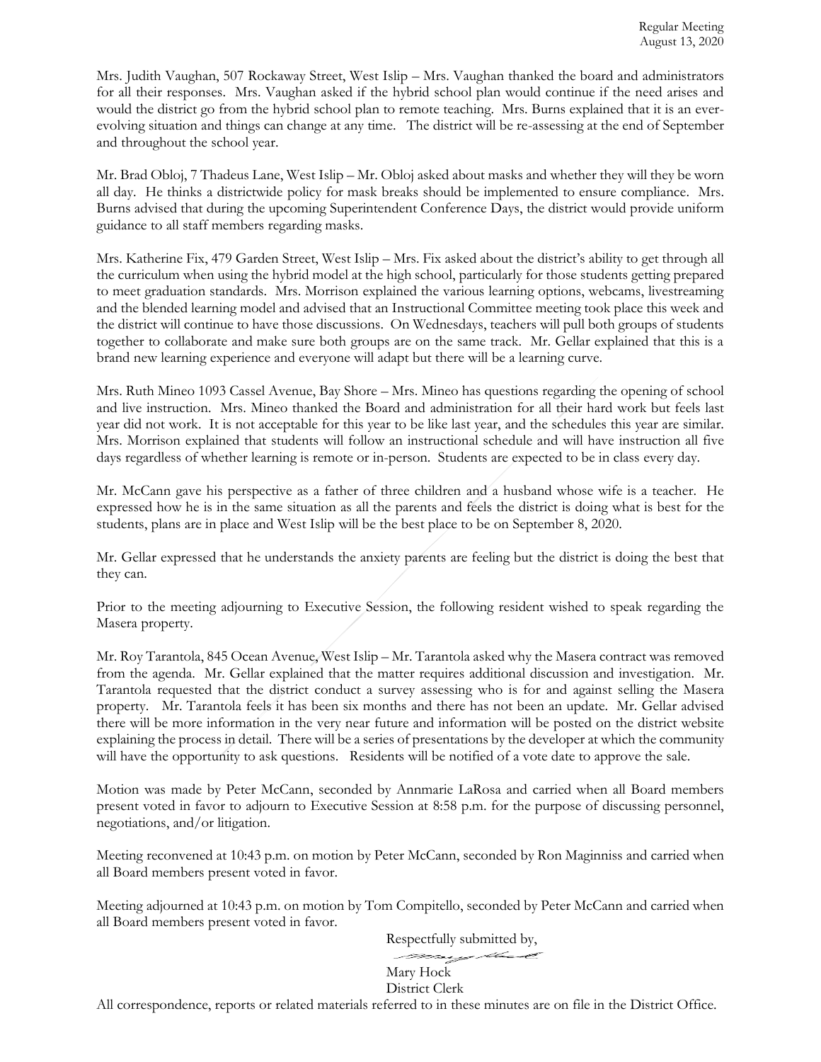Mrs. Judith Vaughan, 507 Rockaway Street, West Islip – Mrs. Vaughan thanked the board and administrators for all their responses. Mrs. Vaughan asked if the hybrid school plan would continue if the need arises and would the district go from the hybrid school plan to remote teaching. Mrs. Burns explained that it is an ever-evolving situation and things can change at any time. The district will be re-assessing at the end of September and throughout the school year.

Mr. Brad Obloj, 7 Thadeus Lane, West Islip – Mr. Obloj asked about masks and whether they will they be worn all day. He thinks a districtwide policy for mask breaks should be implemented to ensure compliance. Mrs. Burns advised that during the upcoming Superintendent Conference Days, the district would provide uniform guidance to all staff members regarding masks.

Mrs. Katherine Fix, 479 Garden Street, West Islip – Mrs. Fix asked about the district's ability to get through all the curriculum when using the hybrid model at the high school, particularly for those students getting prepared to meet graduation standards. Mrs. Morrison explained the various learning options, webcams, livestreaming and the blended learning model and advised that an Instructional Committee meeting took place this week and the district will continue to have those discussions. On Wednesdays, teachers will pull both groups of students together to collaborate and make sure both groups are on the same track. Mr. Gellar explained that this is a brand new learning experience and everyone will adapt but there will be a learning curve.

Mrs. Ruth Mineo 1093 Cassel Avenue, Bay Shore – Mrs. Mineo has questions regarding the opening of school and live instruction. Mrs. Mineo thanked the Board and administration for all their hard work but feels last year did not work. It is not acceptable for this year to be like last year, and the schedules this year are similar. Mrs. Morrison explained that students will follow an instructional schedule and will have instruction all five days regardless of whether learning is remote or in-person. Students are expected to be in class every day.

Mr. McCann gave his perspective as a father of three children and a husband whose wife is a teacher. He expressed how he is in the same situation as all the parents and feels the district is doing what is best for the students, plans are in place and West Islip will be the best place to be on September 8, 2020.

Mr. Gellar expressed that he understands the anxiety parents are feeling but the district is doing the best that they can.

Prior to the meeting adjourning to Executive Session, the following resident wished to speak regarding the Masera property.

Mr. Roy Tarantola, 845 Ocean Avenue, West Islip – Mr. Tarantola asked why the Masera contract was removed from the agenda. Mr. Gellar explained that the matter requires additional discussion and investigation. Mr. Tarantola requested that the district conduct a survey assessing who is for and against selling the Masera property. Mr. Tarantola feels it has been six months and there has not been an update. Mr. Gellar advised there will be more information in the very near future and information will be posted on the district website explaining the process in detail. There will be a series of presentations by the developer at which the community will have the opportunity to ask questions. Residents will be notified of a vote date to approve the sale.

Motion was made by Peter McCann, seconded by Annmarie LaRosa and carried when all Board members present voted in favor to adjourn to Executive Session at 8:58 p.m. for the purpose of discussing personnel, negotiations, and/or litigation.

Meeting reconvened at 10:43 p.m. on motion by Peter McCann, seconded by Ron Maginniss and carried when all Board members present voted in favor.

Meeting adjourned at 10:43 p.m. on motion by Tom Compitello, seconded by Peter McCann and carried when all Board members present voted in favor.

Respectfully submitted by,

Mary Hock
District Clerk

All correspondence, reports or related materials referred to in these minutes are on file in the District Office.